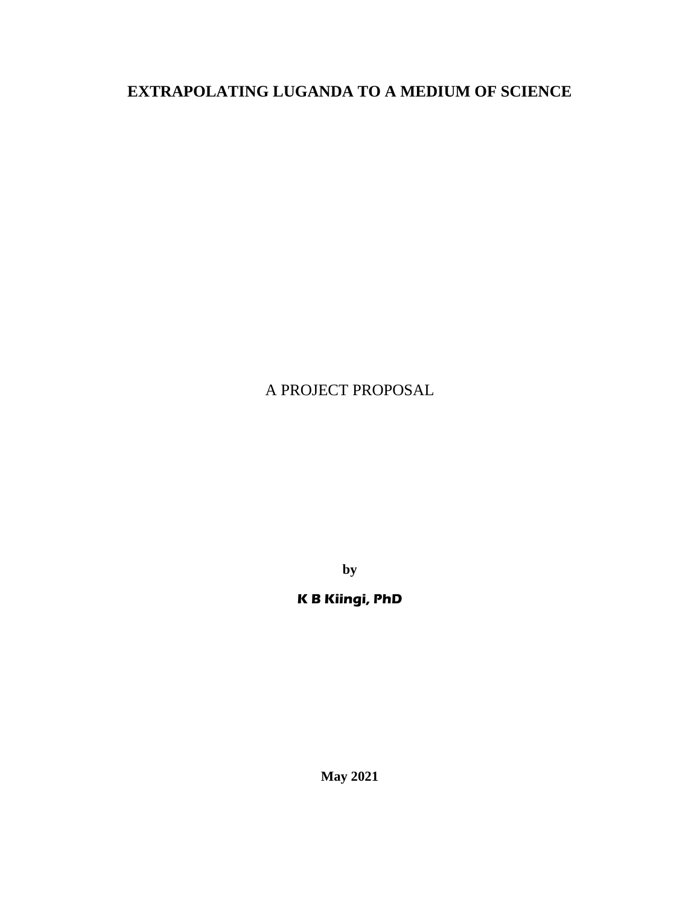# EXTRAPOLATING LUGANDA TO A MEDIUM OF SCIENCE

A PROJECT PROPOSAL

**by**

***K B Kiingi, PhD***

**May 2021**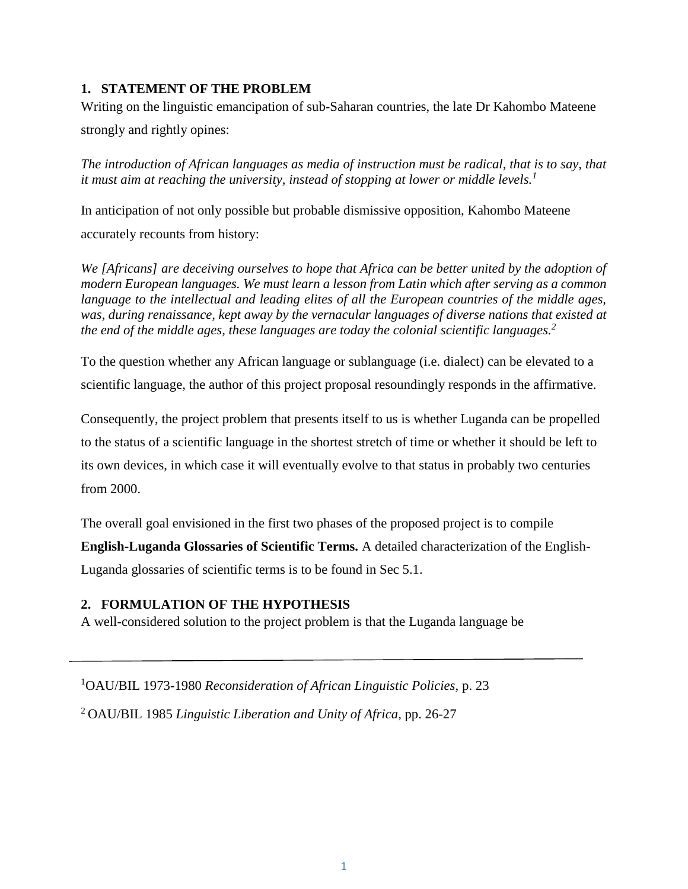## 1. STATEMENT OF THE PROBLEM

Writing on the linguistic emancipation of sub-Saharan countries, the late Dr Kahombo Mateene strongly and rightly opines:

*The introduction of African languages as media of instruction must be radical, that is to say, that it must aim at reaching the university, instead of stopping at lower or middle levels.*[1]

In anticipation of not only possible but probable dismissive opposition, Kahombo Mateene accurately recounts from history:

*We [Africans] are deceiving ourselves to hope that Africa can be better united by the adoption of modern European languages. We must learn a lesson from Latin which after serving as a common language to the intellectual and leading elites of all the European countries of the middle ages, was, during renaissance, kept away by the vernacular languages of diverse nations that existed at the end of the middle ages, these languages are today the colonial scientific languages.*[2]

To the question whether any African language or sublanguage (i.e. dialect) can be elevated to a scientific language, the author of this project proposal resoundingly responds in the affirmative.

Consequently, the project problem that presents itself to us is whether Luganda can be propelled to the status of a scientific language in the shortest stretch of time or whether it should be left to its own devices, in which case it will eventually evolve to that status in probably two centuries from 2000.

The overall goal envisioned in the first two phases of the proposed project is to compile **English-Luganda Glossaries of Scientific Terms.** A detailed characterization of the English-Luganda glossaries of scientific terms is to be found in Sec 5.1.

## 2. FORMULATION OF THE HYPOTHESIS

A well-considered solution to the project problem is that the Luganda language be

---

[1] OAU/BIL 1973-1980 *Reconsideration of African Linguistic Policies*, p. 23

[2] OAU/BIL 1985 *Linguistic Liberation and Unity of Africa*, pp. 26-27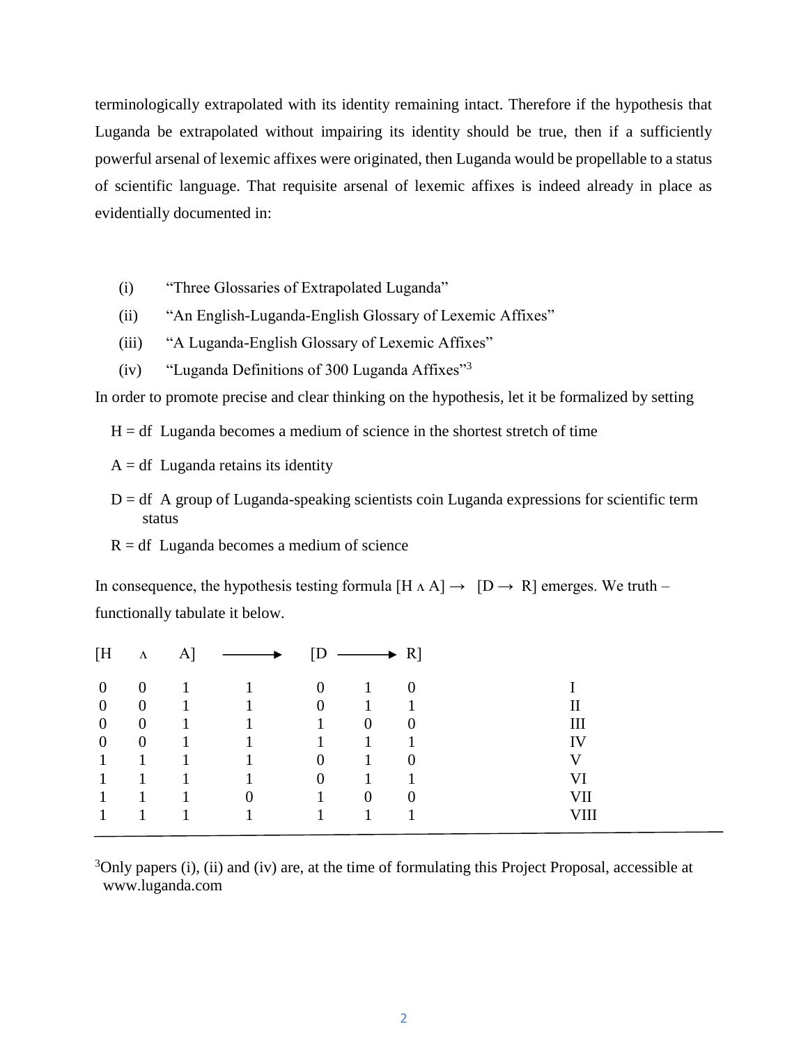terminologically extrapolated with its identity remaining intact. Therefore if the hypothesis that Luganda be extrapolated without impairing its identity should be true, then if a sufficiently powerful arsenal of lexemic affixes were originated, then Luganda would be propellable to a status of scientific language. That requisite arsenal of lexemic affixes is indeed already in place as evidentially documented in:

(i) "Three Glossaries of Extrapolated Luganda"

(ii) "An English-Luganda-English Glossary of Lexemic Affixes"

(iii) "A Luganda-English Glossary of Lexemic Affixes"

(iv) "Luganda Definitions of 300 Luganda Affixes"[3]

In order to promote precise and clear thinking on the hypothesis, let it be formalized by setting

H = df Luganda becomes a medium of science in the shortest stretch of time

A = df Luganda retains its identity

D = df A group of Luganda-speaking scientists coin Luganda expressions for scientific term status

R = df Luganda becomes a medium of science

In consequence, the hypothesis testing formula $[H \wedge A] \rightarrow [D \rightarrow R]$ emerges. We truth – functionally tabulate it below.

| [H | ∧ | A] | ⟶ | [D | ⟶ | R] | |
|---|---|---|---|---|---|---|---|
| 0 | 0 | 1 | 1 | 0 | 1 | 0 | I |
| 0 | 0 | 1 | 1 | 0 | 1 | 1 | II |
| 0 | 0 | 1 | 1 | 1 | 0 | 0 | III |
| 0 | 0 | 1 | 1 | 1 | 1 | 1 | IV |
| 1 | 1 | 1 | 1 | 0 | 1 | 0 | V |
| 1 | 1 | 1 | 1 | 0 | 1 | 1 | VI |
| 1 | 1 | 1 | 0 | 1 | 0 | 0 | VII |
| 1 | 1 | 1 | 1 | 1 | 1 | 1 | VIII |

[3]Only papers (i), (ii) and (iv) are, at the time of formulating this Project Proposal, accessible at www.luganda.com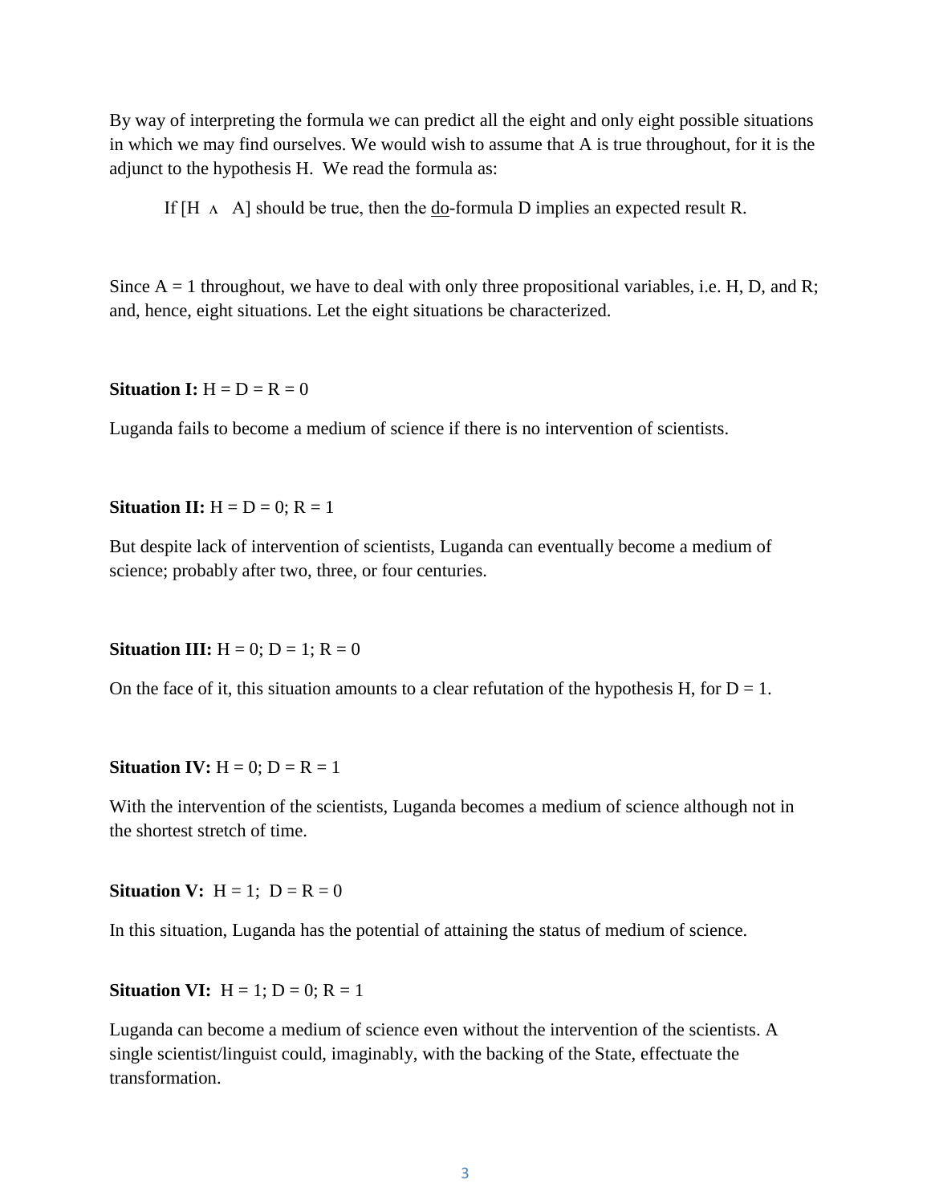By way of interpreting the formula we can predict all the eight and only eight possible situations in which we may find ourselves. We would wish to assume that A is true throughout, for it is the adjunct to the hypothesis H. We read the formula as:

> If $[H \wedge A]$ should be true, then the do-formula D implies an expected result R.

Since $A = 1$ throughout, we have to deal with only three propositional variables, i.e. H, D, and R; and, hence, eight situations. Let the eight situations be characterized.

**Situation I:** $H = D = R = 0$

Luganda fails to become a medium of science if there is no intervention of scientists.

**Situation II:** $H = D = 0$; $R = 1$

But despite lack of intervention of scientists, Luganda can eventually become a medium of science; probably after two, three, or four centuries.

**Situation III:** $H = 0$; $D = 1$; $R = 0$

On the face of it, this situation amounts to a clear refutation of the hypothesis H, for $D = 1$.

**Situation IV:** $H = 0$; $D = R = 1$

With the intervention of the scientists, Luganda becomes a medium of science although not in the shortest stretch of time.

**Situation V:** $H = 1$; $D = R = 0$

In this situation, Luganda has the potential of attaining the status of medium of science.

**Situation VI:** $H = 1$; $D = 0$; $R = 1$

Luganda can become a medium of science even without the intervention of the scientists. A single scientist/linguist could, imaginably, with the backing of the State, effectuate the transformation.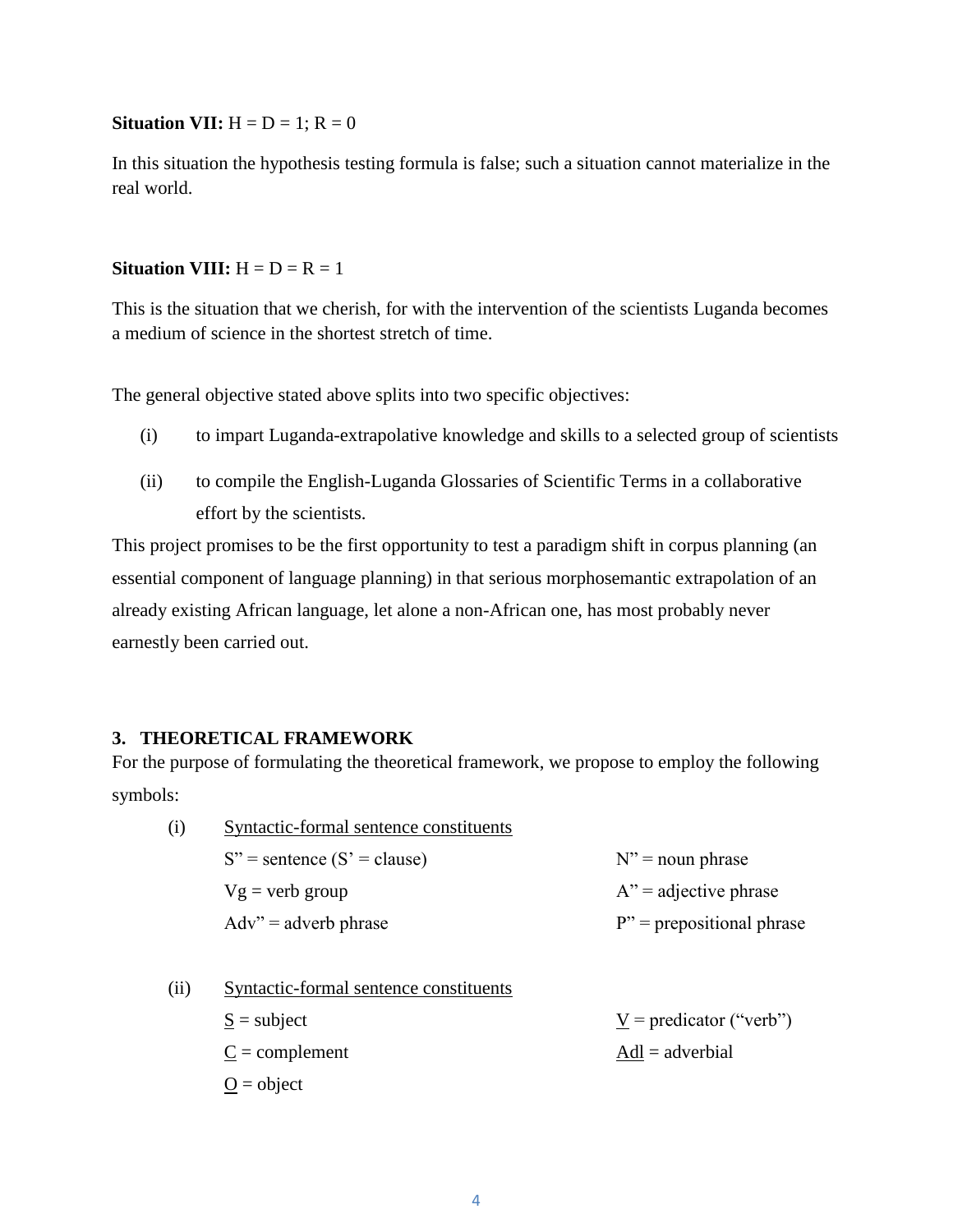**Situation VII:** H = D = 1; R = 0

In this situation the hypothesis testing formula is false; such a situation cannot materialize in the real world.

**Situation VIII:** H = D = R = 1

This is the situation that we cherish, for with the intervention of the scientists Luganda becomes a medium of science in the shortest stretch of time.

The general objective stated above splits into two specific objectives:

(i) to impart Luganda-extrapolative knowledge and skills to a selected group of scientists

(ii) to compile the English-Luganda Glossaries of Scientific Terms in a collaborative effort by the scientists.

This project promises to be the first opportunity to test a paradigm shift in corpus planning (an essential component of language planning) in that serious morphosemantic extrapolation of an already existing African language, let alone a non-African one, has most probably never earnestly been carried out.

## 3. THEORETICAL FRAMEWORK

For the purpose of formulating the theoretical framework, we propose to employ the following symbols:

(i) <u>Syntactic-formal sentence constituents</u>

| | |
|---|---|
| S" = sentence (S' = clause) | N" = noun phrase |
| Vg = verb group | A" = adjective phrase |
| Adv" = adverb phrase | P" = prepositional phrase |

(ii) <u>Syntactic-formal sentence constituents</u>

| | |
|---|---|
| <u>S</u> = subject | <u>V</u> = predicator ("verb") |
| <u>C</u> = complement | <u>Adl</u> = adverbial |
| <u>O</u> = object | |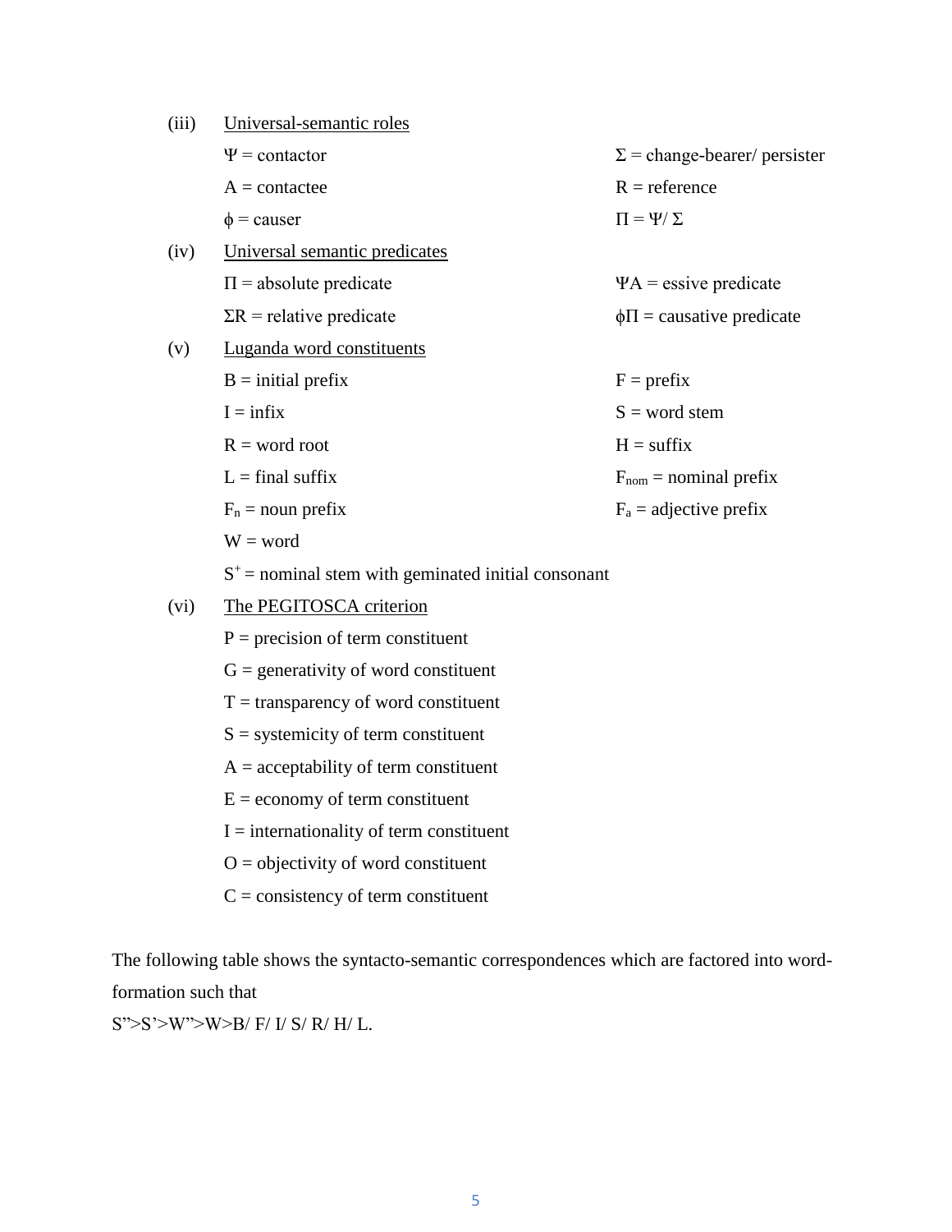(iii) <u>Universal-semantic roles</u>

$\Psi$ = contactor

A = contactee

$\phi$ = causer

$\Sigma$ = change-bearer/ persister

R = reference

$\Pi = \Psi/\ \Sigma$

(iv) <u>Universal semantic predicates</u>

$\Pi$ = absolute predicate

$\Sigma R$ = relative predicate

$\Psi A$ = essive predicate

$\phi\Pi$ = causative predicate

(v) <u>Luganda word constituents</u>

B = initial prefix

I = infix

R = word root

L = final suffix

$F_n$ = noun prefix

W = word

F = prefix

S = word stem

H = suffix

$F_{nom}$ = nominal prefix

$F_a$ = adjective prefix

$S^+$ = nominal stem with geminated initial consonant

(vi) <u>The PEGITOSCA criterion</u>

P = precision of term constituent

G = generativity of word constituent

T = transparency of word constituent

S = systemicity of term constituent

A = acceptability of term constituent

E = economy of term constituent

I = internationality of term constituent

O = objectivity of word constituent

C = consistency of term constituent

The following table shows the syntacto-semantic correspondences which are factored into word-formation such that

S">S'>W">W>B/ F/ I/ S/ R/ H/ L.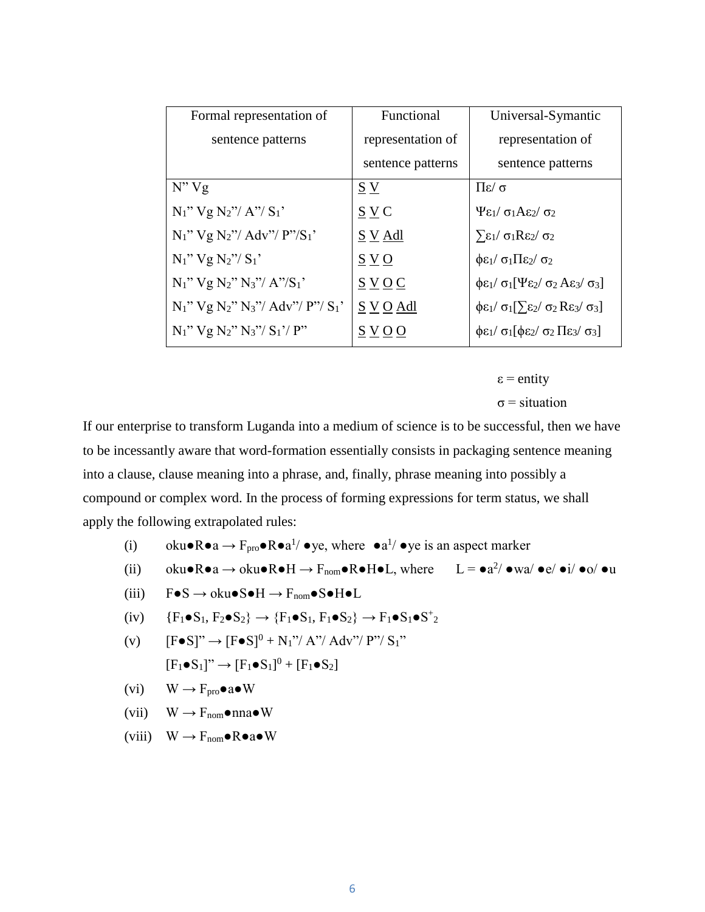| Formal representation of sentence patterns | Functional representation of sentence patterns | Universal-Symantic representation of sentence patterns |
|---|---|---|
| N" Vg | <u>S</u> <u>V</u> | $\Pi\varepsilon/\ \sigma$ |
| $N_1$" Vg $N_2$"/ A"/ $S_1$' | <u>S</u> <u>V</u> C | $\Psi\varepsilon_1/\ \sigma_1 A\varepsilon_2/\ \sigma_2$ |
| $N_1$" Vg $N_2$"/ Adv"/ P"/$S_1$' | <u>S</u> <u>V</u> <u>Adl</u> | $\sum\varepsilon_1/\ \sigma_1 R\varepsilon_2/\ \sigma_2$ |
| $N_1$" Vg $N_2$"/ $S_1$' | <u>S</u> <u>V</u> <u>O</u> | $\phi\varepsilon_1/\ \sigma_1 \Pi\varepsilon_2/\ \sigma_2$ |
| $N_1$" Vg $N_2$" $N_3$"/ A"/$S_1$' | <u>S</u> <u>V</u> <u>O</u> <u>C</u> | $\phi\varepsilon_1/\ \sigma_1[\Psi\varepsilon_2/\ \sigma_2\ A\varepsilon_3/\ \sigma_3]$ |
| $N_1$" Vg $N_2$" $N_3$"/ Adv"/ P"/ $S_1$' | <u>S</u> <u>V</u> <u>O</u> <u>Adl</u> | $\phi\varepsilon_1/\ \sigma_1[\sum\varepsilon_2/\ \sigma_2\ R\varepsilon_3/\ \sigma_3]$ |
| $N_1$" Vg $N_2$" $N_3$"/ $S_1$'/ P" | <u>S</u> <u>V</u> <u>O</u> <u>O</u> | $\phi\varepsilon_1/\ \sigma_1[\phi\varepsilon_2/\ \sigma_2\ \Pi\varepsilon_3/\ \sigma_3]$ |

$\varepsilon$ = entity

$\sigma$ = situation

If our enterprise to transform Luganda into a medium of science is to be successful, then we have to be incessantly aware that word-formation essentially consists in packaging sentence meaning into a clause, clause meaning into a phrase, and, finally, phrase meaning into possibly a compound or complex word. In the process of forming expressions for term status, we shall apply the following extrapolated rules:

(i) oku●R●a → $F_{pro}$●R●$a^1$/ ●ye, where ●$a^1$/ ●ye is an aspect marker

(ii) oku●R●a → oku●R●H → $F_{nom}$●R●H●L, where L = ●$a^2$/ ●wa/ ●e/ ●i/ ●o/ ●u

(iii) F●S → oku●S●H → $F_{nom}$●S●H●L

(iv) {$F_1$●$S_1$, $F_2$●$S_2$} → {$F_1$●$S_1$, $F_1$●$S_2$} → $F_1$●$S_1$●$S^+_2$

(v) [F●S]" → $[F●S]^0$ + $N_1$"/ A"/ Adv"/ P"/ $S_1$"

$[F_1●S_1]$" → $[F_1●S_1]^0$ + $[F_1●S_2]$

(vi) W → $F_{pro}$●a●W

(vii) W → $F_{nom}$●nna●W

(viii) W → $F_{nom}$●R●a●W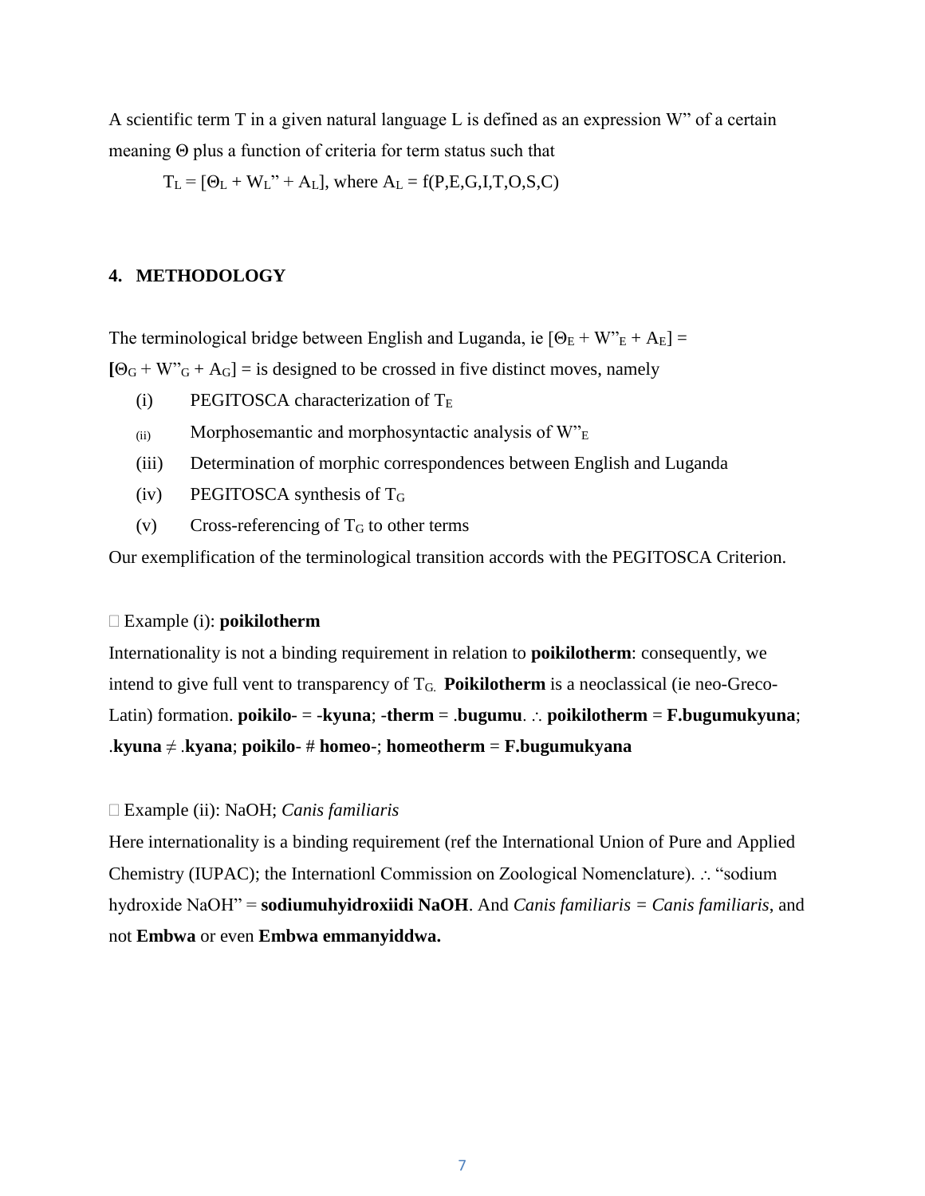A scientific term T in a given natural language L is defined as an expression W" of a certain meaning Θ plus a function of criteria for term status such that

$$T_L = [\Theta_L + W_L" + A_L], \text{ where } A_L = f(P,E,G,I,T,O,S,C)$$

## 4. METHODOLOGY

The terminological bridge between English and Luganda, ie $[\Theta_E + W"_E + A_E] =$ $[\Theta_G + W"_G + A_G]$ = is designed to be crossed in five distinct moves, namely

(i) PEGITOSCA characterization of $T_E$

(ii) Morphosemantic and morphosyntactic analysis of $W"_E$

(iii) Determination of morphic correspondences between English and Luganda

(iv) PEGITOSCA synthesis of $T_G$

(v) Cross-referencing of $T_G$ to other terms

Our exemplification of the terminological transition accords with the PEGITOSCA Criterion.

 Example (i): **poikilotherm**

Internationality is not a binding requirement in relation to **poikilotherm**: consequently, we intend to give full vent to transparency of $T_G$. **Poikilotherm** is a neoclassical (ie neo-Greco-Latin) formation. **poikilo**- = **-kyuna**; **-therm** = .**bugumu**. ∴ **poikilotherm** = **F.bugumukyuna**; .**kyuna** ≠ .**kyana**; **poikilo**- # **homeo-**; **homeotherm** = **F.bugumukyana**

 Example (ii): NaOH; *Canis familiaris*

Here internationality is a binding requirement (ref the International Union of Pure and Applied Chemistry (IUPAC); the Internationl Commission on Zoological Nomenclature). ∴ "sodium hydroxide NaOH" = **sodiumuhyidroxiidi NaOH**. And *Canis familiaris = Canis familiaris*, and not **Embwa** or even **Embwa emmanyiddwa.**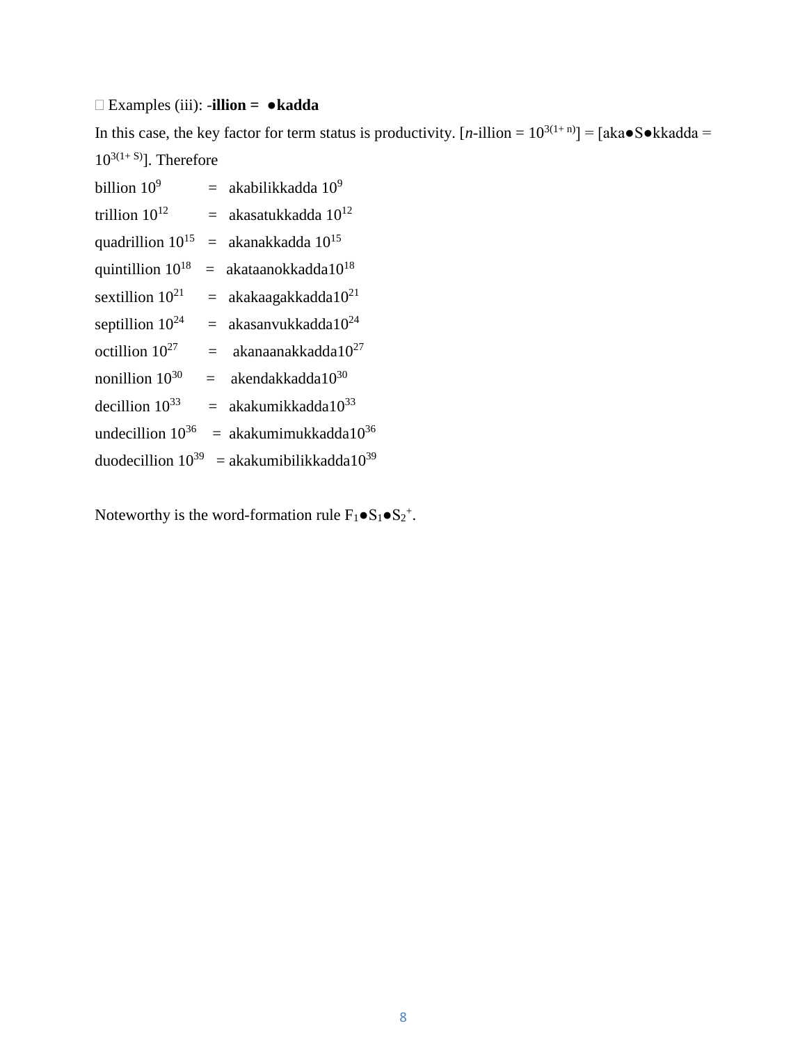Examples (iii): **-illion = ●kadda**

In this case, the key factor for term status is productivity. [*n*-illion = $10^{3(1+ n)}$] = [aka●S●kkadda = $10^{3(1+ S)}$]. Therefore

billion $10^{9}$ = akabilikkadda $10^{9}$

trillion $10^{12}$ = akasatukkadda $10^{12}$

quadrillion $10^{15}$ = akanakkadda $10^{15}$

quintillion $10^{18}$ = akataanokkadda$10^{18}$

sextillion $10^{21}$ = akakaagakkadda$10^{21}$

septillion $10^{24}$ = akasanvukkadda$10^{24}$

octillion $10^{27}$ = akanaanakkadda$10^{27}$

nonillion $10^{30}$ = akendakkadda$10^{30}$

decillion $10^{33}$ = akakumikkadda$10^{33}$

undecillion $10^{36}$ = akakumimukkadda$10^{36}$

duodecillion $10^{39}$ = akakumibilikkadda$10^{39}$

Noteworthy is the word-formation rule $F_1$●$S_1$●$S_2^{+}$.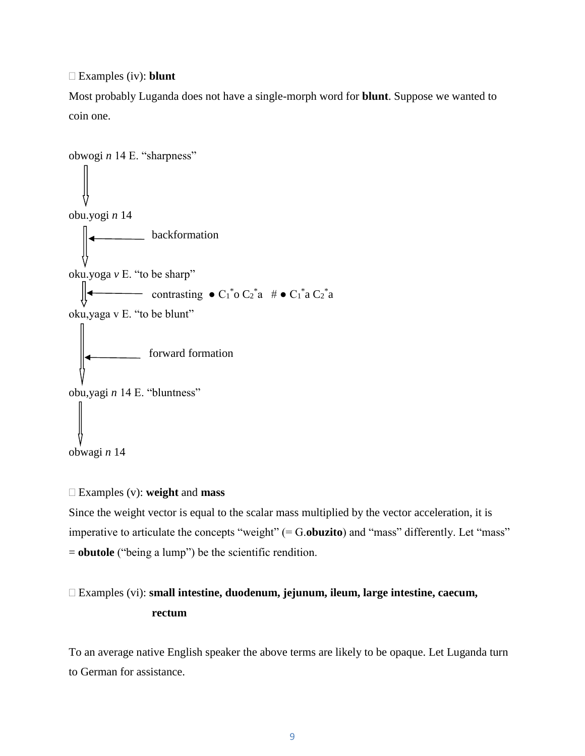Examples (iv): **blunt**

Most probably Luganda does not have a single-morph word for **blunt**. Suppose we wanted to coin one.

obwogi *n* 14 E. "sharpness"

⇓

obu.yogi *n* 14

⇓ ← backformation

oku.yoga *v* E. "to be sharp"

⇓ ← contrasting ● $C_1^*$o $C_2^*$a # ● $C_1^*$a $C_2^*$a

oku,yaga v E. "to be blunt"

⇓ ← forward formation

obu,yagi *n* 14 E. "bluntness"

⇓

obwagi *n* 14

 Examples (v): **weight** and **mass**

Since the weight vector is equal to the scalar mass multiplied by the vector acceleration, it is imperative to articulate the concepts "weight" (= G.**obuzito**) and "mass" differently. Let "mass" = **obutole** ("being a lump") be the scientific rendition.

 Examples (vi): **small intestine, duodenum, jejunum, ileum, large intestine, caecum, rectum**

To an average native English speaker the above terms are likely to be opaque. Let Luganda turn to German for assistance.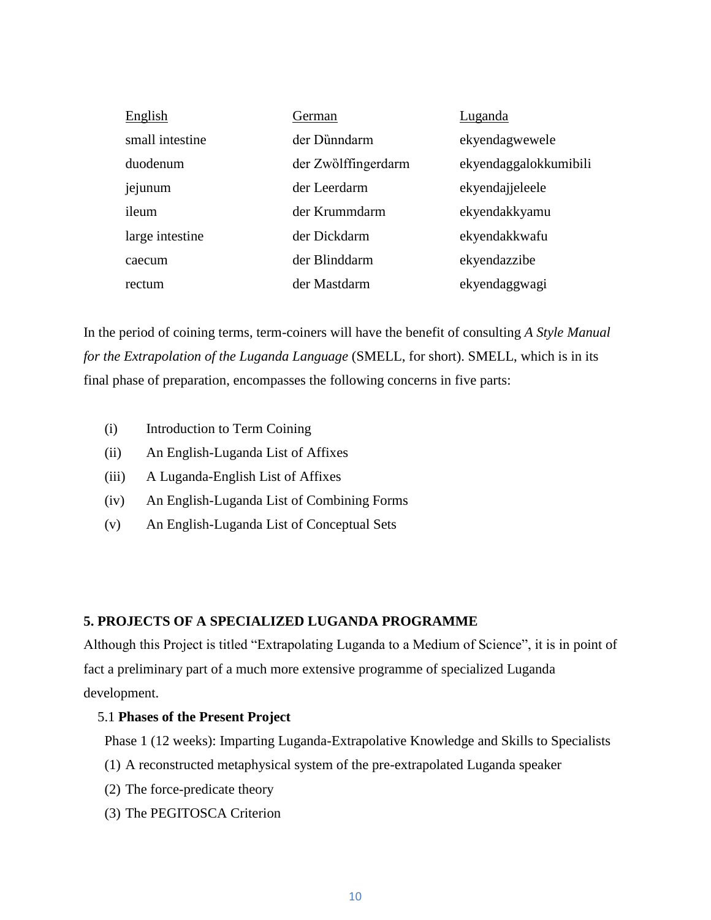| English | German | Luganda |
| --- | --- | --- |
| small intestine | der Dùnndarm | ekyendagwewele |
| duodenum | der Zwòlffingerdarm | ekyendaggalokkumibili |
| jejunum | der Leerdarm | ekyendajjeleele |
| ileum | der Krummdarm | ekyendakkyamu |
| large intestine | der Dickdarm | ekyendakkwafu |
| caecum | der Blinddarm | ekyendazzibe |
| rectum | der Mastdarm | ekyendaggwagi |

In the period of coining terms, term-coiners will have the benefit of consulting *A Style Manual for the Extrapolation of the Luganda Language* (SMELL, for short). SMELL, which is in its final phase of preparation, encompasses the following concerns in five parts:

(i) Introduction to Term Coining
(ii) An English-Luganda List of Affixes
(iii) A Luganda-English List of Affixes
(iv) An English-Luganda List of Combining Forms
(v) An English-Luganda List of Conceptual Sets

## 5. PROJECTS OF A SPECIALIZED LUGANDA PROGRAMME

Although this Project is titled "Extrapolating Luganda to a Medium of Science", it is in point of fact a preliminary part of a much more extensive programme of specialized Luganda development.

### 5.1 Phases of the Present Project

Phase 1 (12 weeks): Imparting Luganda-Extrapolative Knowledge and Skills to Specialists

(1) A reconstructed metaphysical system of the pre-extrapolated Luganda speaker
(2) The force-predicate theory
(3) The PEGITOSCA Criterion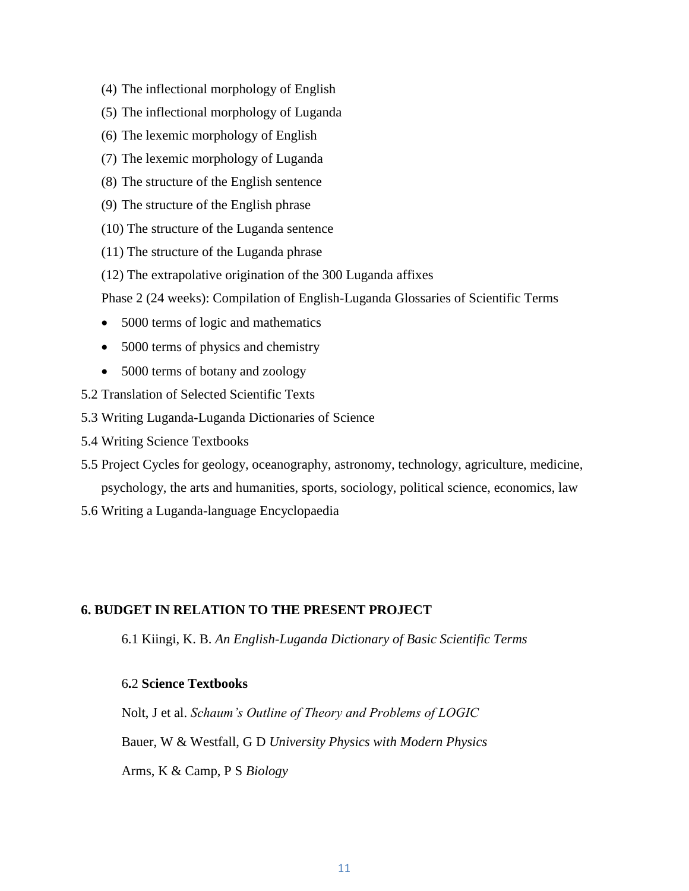(4) The inflectional morphology of English

(5) The inflectional morphology of Luganda

(6) The lexemic morphology of English

(7) The lexemic morphology of Luganda

(8) The structure of the English sentence

(9) The structure of the English phrase

(10) The structure of the Luganda sentence

(11) The structure of the Luganda phrase

(12) The extrapolative origination of the 300 Luganda affixes

Phase 2 (24 weeks): Compilation of English-Luganda Glossaries of Scientific Terms

- 5000 terms of logic and mathematics
- 5000 terms of physics and chemistry
- 5000 terms of botany and zoology

5.2 Translation of Selected Scientific Texts

5.3 Writing Luganda-Luganda Dictionaries of Science

5.4 Writing Science Textbooks

5.5 Project Cycles for geology, oceanography, astronomy, technology, agriculture, medicine, psychology, the arts and humanities, sports, sociology, political science, economics, law

5.6 Writing a Luganda-language Encyclopaedia

## 6. BUDGET IN RELATION TO THE PRESENT PROJECT

6.1 Kiingi, K. B. *An English-Luganda Dictionary of Basic Scientific Terms*

6.2 **Science Textbooks**

Nolt, J et al. *Schaum's Outline of Theory and Problems of LOGIC*

Bauer, W & Westfall, G D *University Physics with Modern Physics*

Arms, K & Camp, P S *Biology*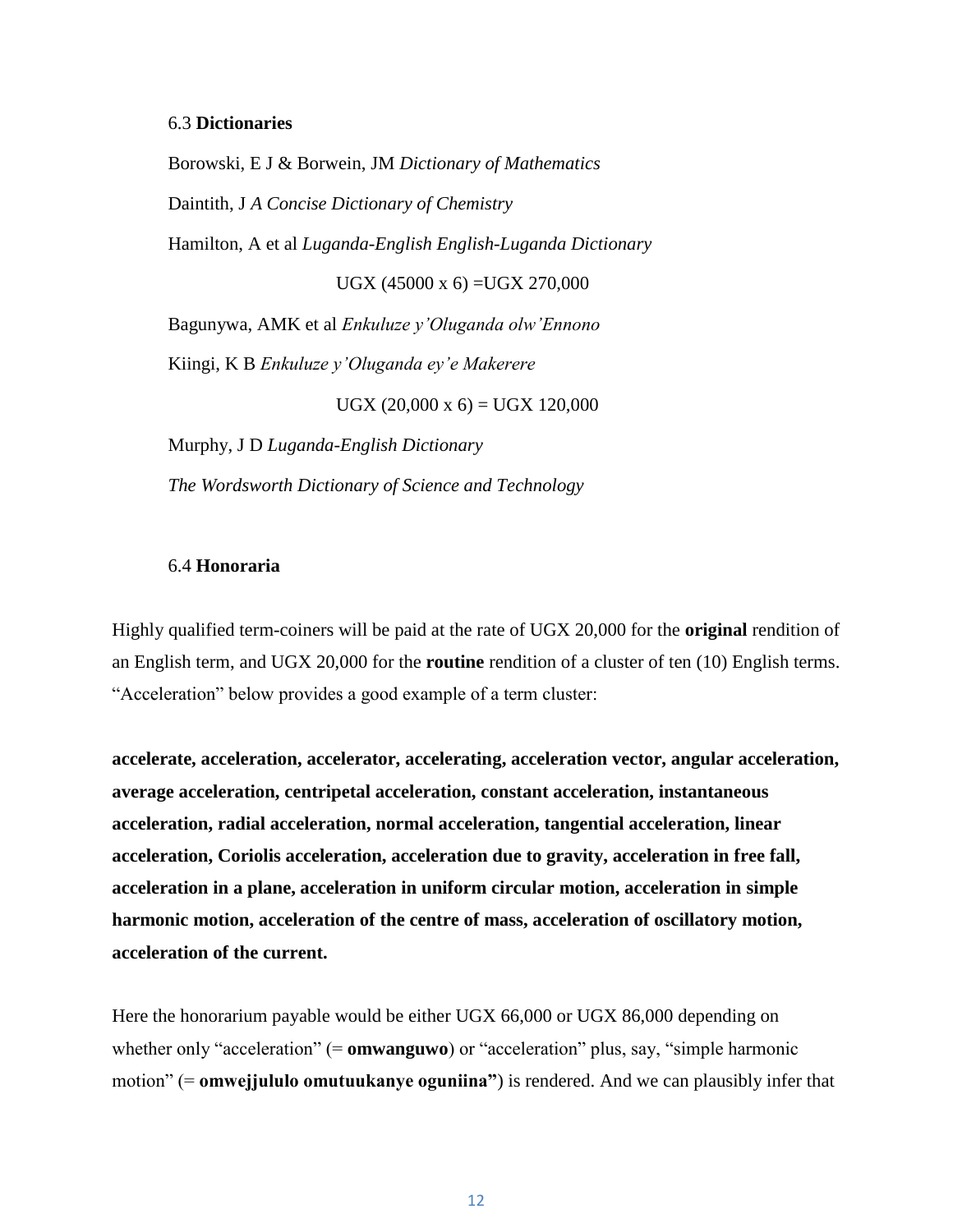### 6.3 **Dictionaries**

Borowski, E J & Borwein, JM *Dictionary of Mathematics*

Daintith, J *A Concise Dictionary of Chemistry*

Hamilton, A et al *Luganda-English English-Luganda Dictionary*

UGX (45000 x 6) =UGX 270,000

Bagunywa, AMK et al *Enkuluze y'Oluganda olw'Ennono*

Kiingi, K B *Enkuluze y'Oluganda ey'e Makerere*

UGX (20,000 x 6) = UGX 120,000

Murphy, J D *Luganda-English Dictionary*

*The Wordsworth Dictionary of Science and Technology*

### 6.4 **Honoraria**

Highly qualified term-coiners will be paid at the rate of UGX 20,000 for the **original** rendition of an English term, and UGX 20,000 for the **routine** rendition of a cluster of ten (10) English terms. "Acceleration" below provides a good example of a term cluster:

**accelerate, acceleration, accelerator, accelerating, acceleration vector, angular acceleration, average acceleration, centripetal acceleration, constant acceleration, instantaneous acceleration, radial acceleration, normal acceleration, tangential acceleration, linear acceleration, Coriolis acceleration, acceleration due to gravity, acceleration in free fall, acceleration in a plane, acceleration in uniform circular motion, acceleration in simple harmonic motion, acceleration of the centre of mass, acceleration of oscillatory motion, acceleration of the current.**

Here the honorarium payable would be either UGX 66,000 or UGX 86,000 depending on whether only "acceleration" (= **omwanguwo**) or "acceleration" plus, say, "simple harmonic motion" (= **omwejjululo omutuukanye oguniina"**) is rendered. And we can plausibly infer that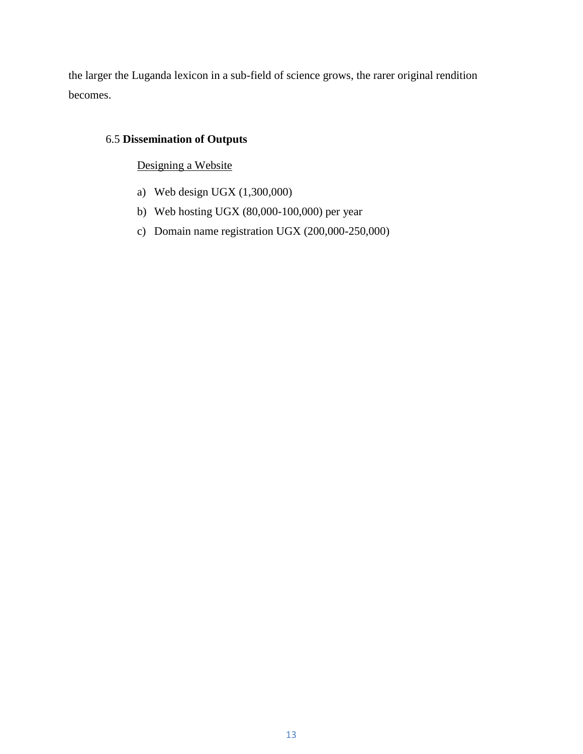the larger the Luganda lexicon in a sub-field of science grows, the rarer original rendition becomes.

### 6.5 **Dissemination of Outputs**

<u>Designing a Website</u>

a) Web design UGX (1,300,000)
b) Web hosting UGX (80,000-100,000) per year
c) Domain name registration UGX (200,000-250,000)